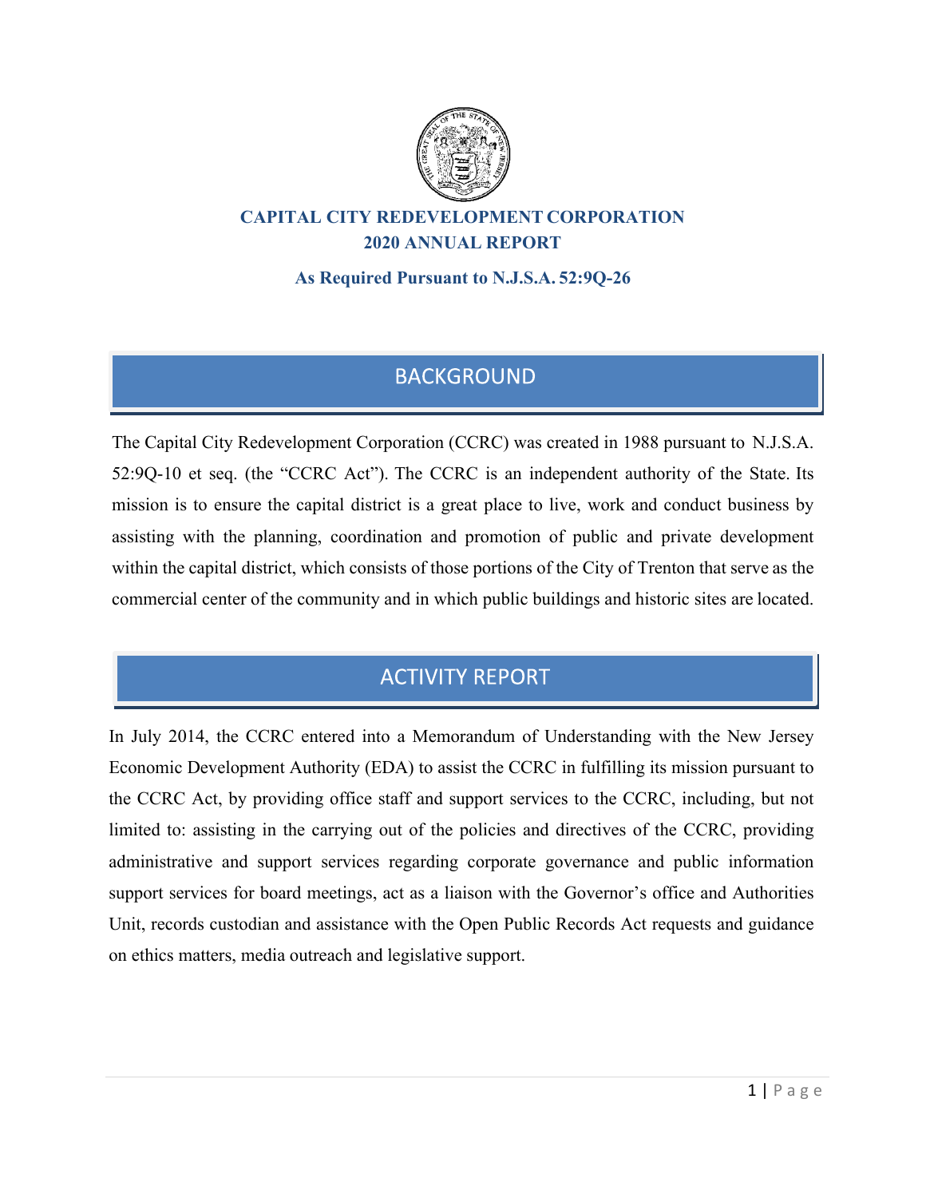# CAPITAL CITY REDEVELOPMENT CORPORATION
# 2020 ANNUAL REPORT

### As Required Pursuant to N.J.S.A. 52:9Q-26

## BACKGROUND

The Capital City Redevelopment Corporation (CCRC) was created in 1988 pursuant to N.J.S.A. 52:9Q-10 et seq. (the "CCRC Act"). The CCRC is an independent authority of the State. Its mission is to ensure the capital district is a great place to live, work and conduct business by assisting with the planning, coordination and promotion of public and private development within the capital district, which consists of those portions of the City of Trenton that serve as the commercial center of the community and in which public buildings and historic sites are located.

## ACTIVITY REPORT

In July 2014, the CCRC entered into a Memorandum of Understanding with the New Jersey Economic Development Authority (EDA) to assist the CCRC in fulfilling its mission pursuant to the CCRC Act, by providing office staff and support services to the CCRC, including, but not limited to: assisting in the carrying out of the policies and directives of the CCRC, providing administrative and support services regarding corporate governance and public information support services for board meetings, act as a liaison with the Governor's office and Authorities Unit, records custodian and assistance with the Open Public Records Act requests and guidance on ethics matters, media outreach and legislative support.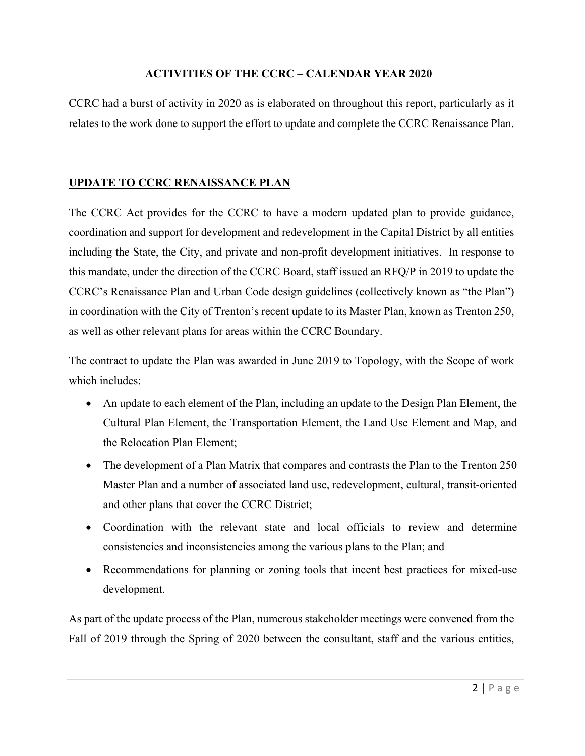## ACTIVITIES OF THE CCRC – CALENDAR YEAR 2020

CCRC had a burst of activity in 2020 as is elaborated on throughout this report, particularly as it relates to the work done to support the effort to update and complete the CCRC Renaissance Plan.

### UPDATE TO CCRC RENAISSANCE PLAN

The CCRC Act provides for the CCRC to have a modern updated plan to provide guidance, coordination and support for development and redevelopment in the Capital District by all entities including the State, the City, and private and non-profit development initiatives. In response to this mandate, under the direction of the CCRC Board, staff issued an RFQ/P in 2019 to update the CCRC's Renaissance Plan and Urban Code design guidelines (collectively known as "the Plan") in coordination with the City of Trenton's recent update to its Master Plan, known as Trenton 250, as well as other relevant plans for areas within the CCRC Boundary.

The contract to update the Plan was awarded in June 2019 to Topology, with the Scope of work which includes:

- An update to each element of the Plan, including an update to the Design Plan Element, the Cultural Plan Element, the Transportation Element, the Land Use Element and Map, and the Relocation Plan Element;
- The development of a Plan Matrix that compares and contrasts the Plan to the Trenton 250 Master Plan and a number of associated land use, redevelopment, cultural, transit-oriented and other plans that cover the CCRC District;
- Coordination with the relevant state and local officials to review and determine consistencies and inconsistencies among the various plans to the Plan; and
- Recommendations for planning or zoning tools that incent best practices for mixed-use development.

As part of the update process of the Plan, numerous stakeholder meetings were convened from the Fall of 2019 through the Spring of 2020 between the consultant, staff and the various entities,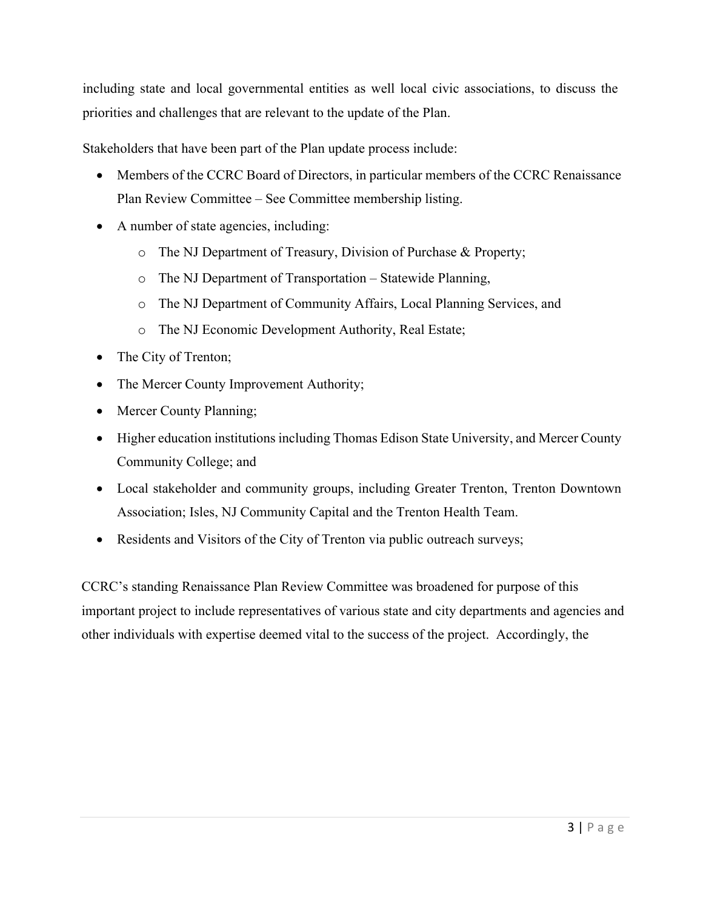including state and local governmental entities as well local civic associations, to discuss the priorities and challenges that are relevant to the update of the Plan.

Stakeholders that have been part of the Plan update process include:

- Members of the CCRC Board of Directors, in particular members of the CCRC Renaissance Plan Review Committee – See Committee membership listing.
- A number of state agencies, including:
  - The NJ Department of Treasury, Division of Purchase & Property;
  - The NJ Department of Transportation – Statewide Planning,
  - The NJ Department of Community Affairs, Local Planning Services, and
  - The NJ Economic Development Authority, Real Estate;
- The City of Trenton;
- The Mercer County Improvement Authority;
- Mercer County Planning;
- Higher education institutions including Thomas Edison State University, and Mercer County Community College; and
- Local stakeholder and community groups, including Greater Trenton, Trenton Downtown Association; Isles, NJ Community Capital and the Trenton Health Team.
- Residents and Visitors of the City of Trenton via public outreach surveys;

CCRC's standing Renaissance Plan Review Committee was broadened for purpose of this important project to include representatives of various state and city departments and agencies and other individuals with expertise deemed vital to the success of the project. Accordingly, the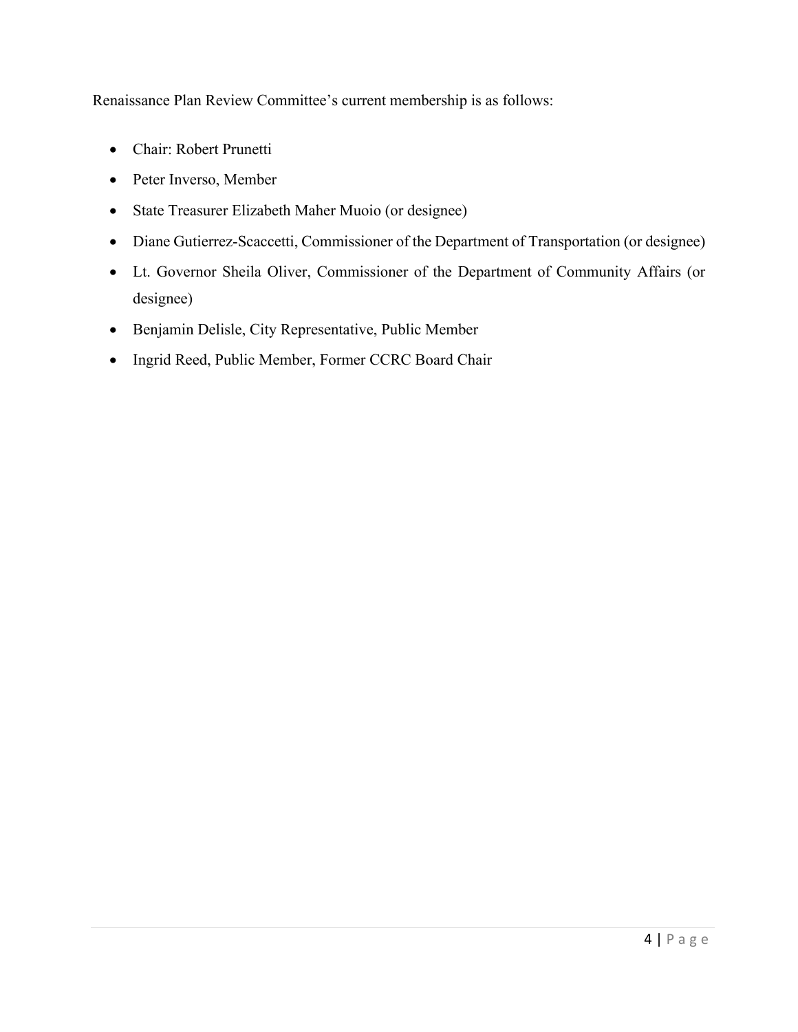Renaissance Plan Review Committee's current membership is as follows:

- Chair: Robert Prunetti
- Peter Inverso, Member
- State Treasurer Elizabeth Maher Muoio (or designee)
- Diane Gutierrez-Scaccetti, Commissioner of the Department of Transportation (or designee)
- Lt. Governor Sheila Oliver, Commissioner of the Department of Community Affairs (or designee)
- Benjamin Delisle, City Representative, Public Member
- Ingrid Reed, Public Member, Former CCRC Board Chair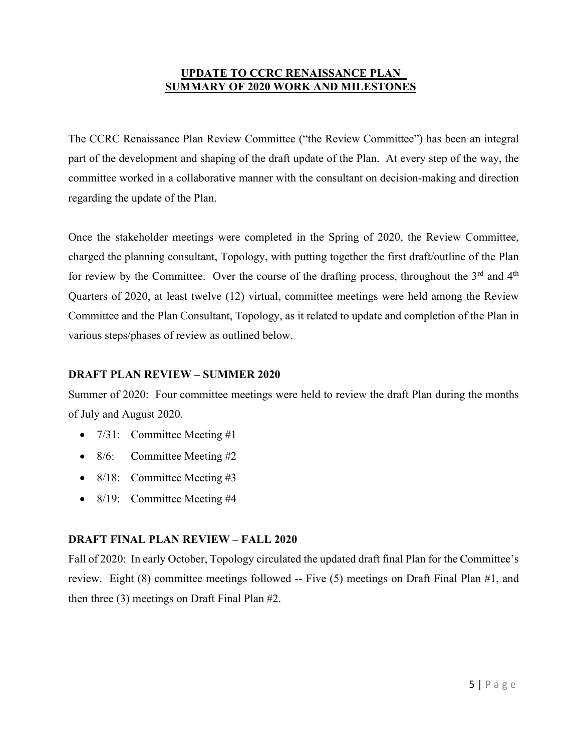# UPDATE TO CCRC RENAISSANCE PLAN
# SUMMARY OF 2020 WORK AND MILESTONES

The CCRC Renaissance Plan Review Committee ("the Review Committee") has been an integral part of the development and shaping of the draft update of the Plan. At every step of the way, the committee worked in a collaborative manner with the consultant on decision-making and direction regarding the update of the Plan.

Once the stakeholder meetings were completed in the Spring of 2020, the Review Committee, charged the planning consultant, Topology, with putting together the first draft/outline of the Plan for review by the Committee. Over the course of the drafting process, throughout the 3rd and 4th Quarters of 2020, at least twelve (12) virtual, committee meetings were held among the Review Committee and the Plan Consultant, Topology, as it related to update and completion of the Plan in various steps/phases of review as outlined below.

### DRAFT PLAN REVIEW – SUMMER 2020

Summer of 2020: Four committee meetings were held to review the draft Plan during the months of July and August 2020.

- 7/31: Committee Meeting #1
- 8/6: Committee Meeting #2
- 8/18: Committee Meeting #3
- 8/19: Committee Meeting #4

### DRAFT FINAL PLAN REVIEW – FALL 2020

Fall of 2020: In early October, Topology circulated the updated draft final Plan for the Committee's review. Eight (8) committee meetings followed -- Five (5) meetings on Draft Final Plan #1, and then three (3) meetings on Draft Final Plan #2.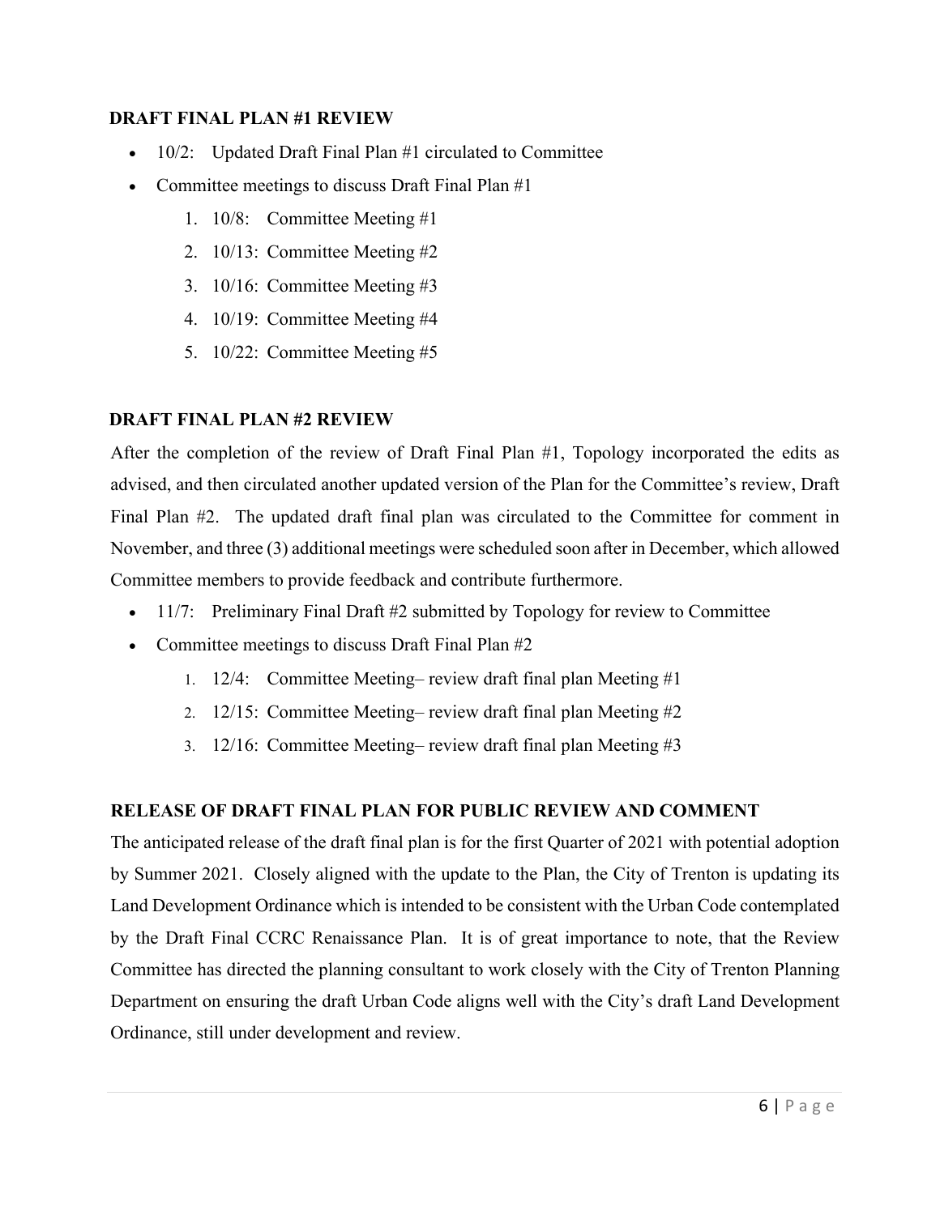### DRAFT FINAL PLAN #1 REVIEW

- 10/2: Updated Draft Final Plan #1 circulated to Committee
- Committee meetings to discuss Draft Final Plan #1
    1. 10/8: Committee Meeting #1
    2. 10/13: Committee Meeting #2
    3. 10/16: Committee Meeting #3
    4. 10/19: Committee Meeting #4
    5. 10/22: Committee Meeting #5

### DRAFT FINAL PLAN #2 REVIEW

After the completion of the review of Draft Final Plan #1, Topology incorporated the edits as advised, and then circulated another updated version of the Plan for the Committee's review, Draft Final Plan #2. The updated draft final plan was circulated to the Committee for comment in November, and three (3) additional meetings were scheduled soon after in December, which allowed Committee members to provide feedback and contribute furthermore.

- 11/7: Preliminary Final Draft #2 submitted by Topology for review to Committee
- Committee meetings to discuss Draft Final Plan #2
    1. 12/4: Committee Meeting– review draft final plan Meeting #1
    2. 12/15: Committee Meeting– review draft final plan Meeting #2
    3. 12/16: Committee Meeting– review draft final plan Meeting #3

### RELEASE OF DRAFT FINAL PLAN FOR PUBLIC REVIEW AND COMMENT

The anticipated release of the draft final plan is for the first Quarter of 2021 with potential adoption by Summer 2021. Closely aligned with the update to the Plan, the City of Trenton is updating its Land Development Ordinance which is intended to be consistent with the Urban Code contemplated by the Draft Final CCRC Renaissance Plan. It is of great importance to note, that the Review Committee has directed the planning consultant to work closely with the City of Trenton Planning Department on ensuring the draft Urban Code aligns well with the City's draft Land Development Ordinance, still under development and review.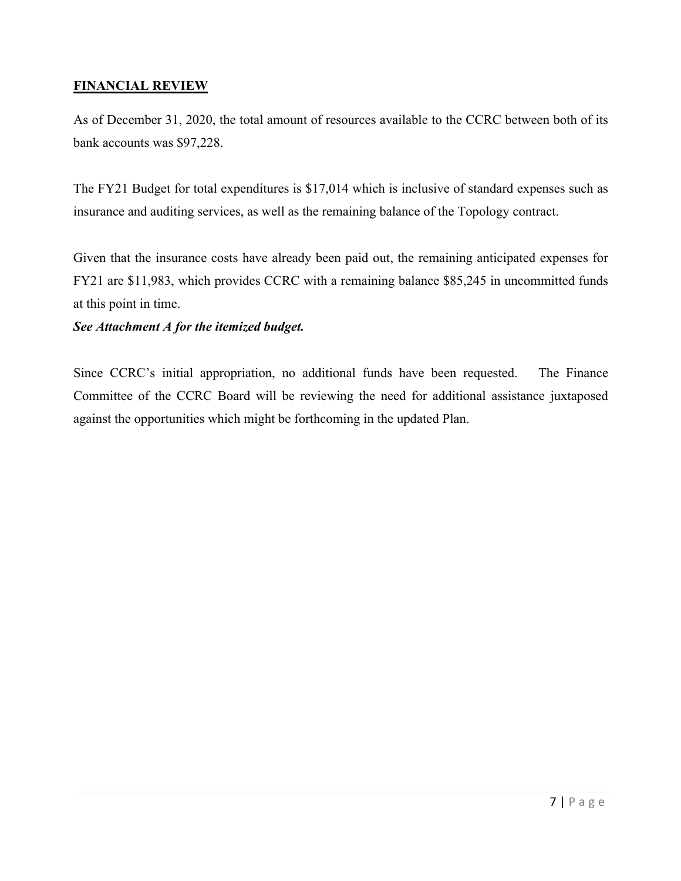## FINANCIAL REVIEW

As of December 31, 2020, the total amount of resources available to the CCRC between both of its bank accounts was $97,228.

The FY21 Budget for total expenditures is $17,014 which is inclusive of standard expenses such as insurance and auditing services, as well as the remaining balance of the Topology contract.

Given that the insurance costs have already been paid out, the remaining anticipated expenses for FY21 are $11,983, which provides CCRC with a remaining balance $85,245 in uncommitted funds at this point in time.

***See Attachment A for the itemized budget.***

Since CCRC's initial appropriation, no additional funds have been requested. The Finance Committee of the CCRC Board will be reviewing the need for additional assistance juxtaposed against the opportunities which might be forthcoming in the updated Plan.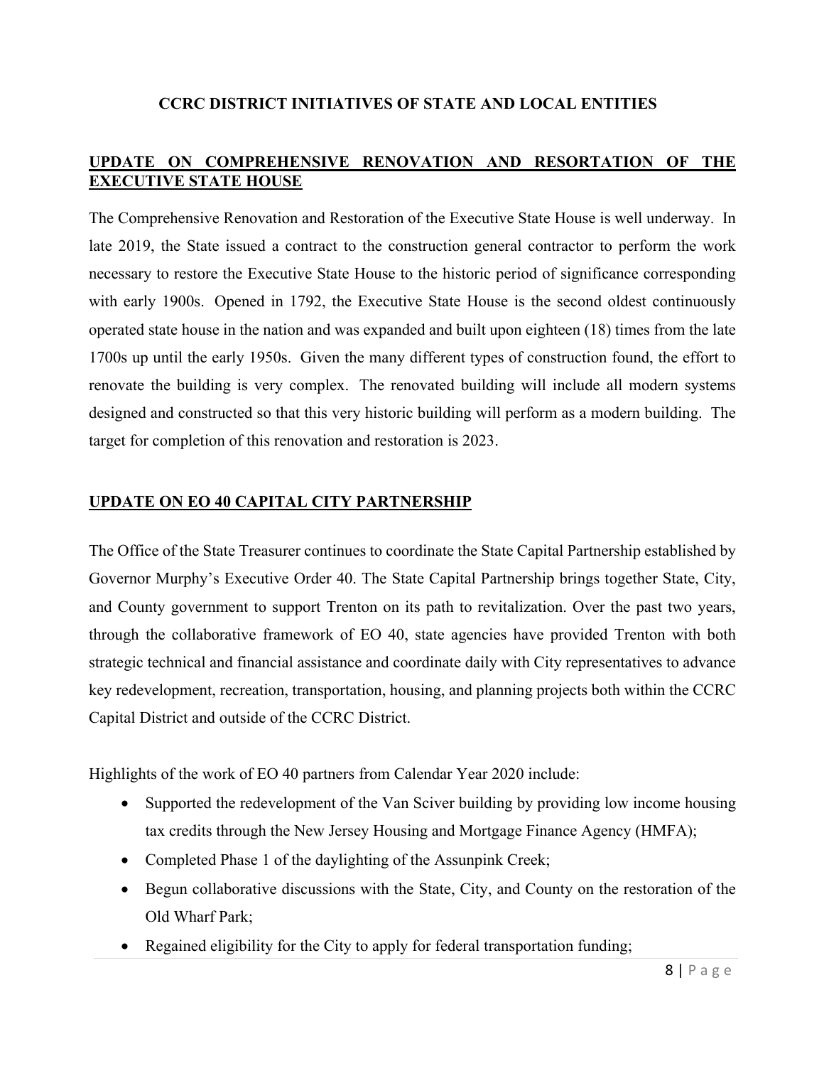# CCRC DISTRICT INITIATIVES OF STATE AND LOCAL ENTITIES

## UPDATE ON COMPREHENSIVE RENOVATION AND RESORTATION OF THE EXECUTIVE STATE HOUSE

The Comprehensive Renovation and Restoration of the Executive State House is well underway. In late 2019, the State issued a contract to the construction general contractor to perform the work necessary to restore the Executive State House to the historic period of significance corresponding with early 1900s. Opened in 1792, the Executive State House is the second oldest continuously operated state house in the nation and was expanded and built upon eighteen (18) times from the late 1700s up until the early 1950s. Given the many different types of construction found, the effort to renovate the building is very complex. The renovated building will include all modern systems designed and constructed so that this very historic building will perform as a modern building. The target for completion of this renovation and restoration is 2023.

## UPDATE ON EO 40 CAPITAL CITY PARTNERSHIP

The Office of the State Treasurer continues to coordinate the State Capital Partnership established by Governor Murphy's Executive Order 40. The State Capital Partnership brings together State, City, and County government to support Trenton on its path to revitalization. Over the past two years, through the collaborative framework of EO 40, state agencies have provided Trenton with both strategic technical and financial assistance and coordinate daily with City representatives to advance key redevelopment, recreation, transportation, housing, and planning projects both within the CCRC Capital District and outside of the CCRC District.

Highlights of the work of EO 40 partners from Calendar Year 2020 include:

- Supported the redevelopment of the Van Sciver building by providing low income housing tax credits through the New Jersey Housing and Mortgage Finance Agency (HMFA);
- Completed Phase 1 of the daylighting of the Assunpink Creek;
- Begun collaborative discussions with the State, City, and County on the restoration of the Old Wharf Park;
- Regained eligibility for the City to apply for federal transportation funding;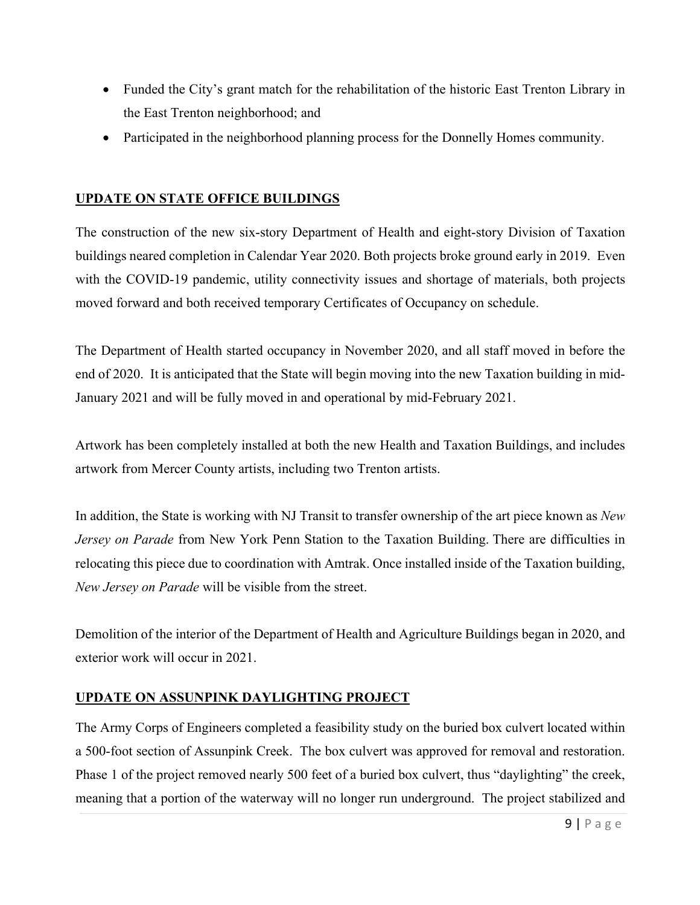- Funded the City's grant match for the rehabilitation of the historic East Trenton Library in the East Trenton neighborhood; and
- Participated in the neighborhood planning process for the Donnelly Homes community.

## UPDATE ON STATE OFFICE BUILDINGS

The construction of the new six-story Department of Health and eight-story Division of Taxation buildings neared completion in Calendar Year 2020. Both projects broke ground early in 2019. Even with the COVID-19 pandemic, utility connectivity issues and shortage of materials, both projects moved forward and both received temporary Certificates of Occupancy on schedule.

The Department of Health started occupancy in November 2020, and all staff moved in before the end of 2020. It is anticipated that the State will begin moving into the new Taxation building in mid-January 2021 and will be fully moved in and operational by mid-February 2021.

Artwork has been completely installed at both the new Health and Taxation Buildings, and includes artwork from Mercer County artists, including two Trenton artists.

In addition, the State is working with NJ Transit to transfer ownership of the art piece known as *New Jersey on Parade* from New York Penn Station to the Taxation Building. There are difficulties in relocating this piece due to coordination with Amtrak. Once installed inside of the Taxation building, *New Jersey on Parade* will be visible from the street.

Demolition of the interior of the Department of Health and Agriculture Buildings began in 2020, and exterior work will occur in 2021.

## UPDATE ON ASSUNPINK DAYLIGHTING PROJECT

The Army Corps of Engineers completed a feasibility study on the buried box culvert located within a 500-foot section of Assunpink Creek. The box culvert was approved for removal and restoration. Phase 1 of the project removed nearly 500 feet of a buried box culvert, thus "daylighting" the creek, meaning that a portion of the waterway will no longer run underground. The project stabilized and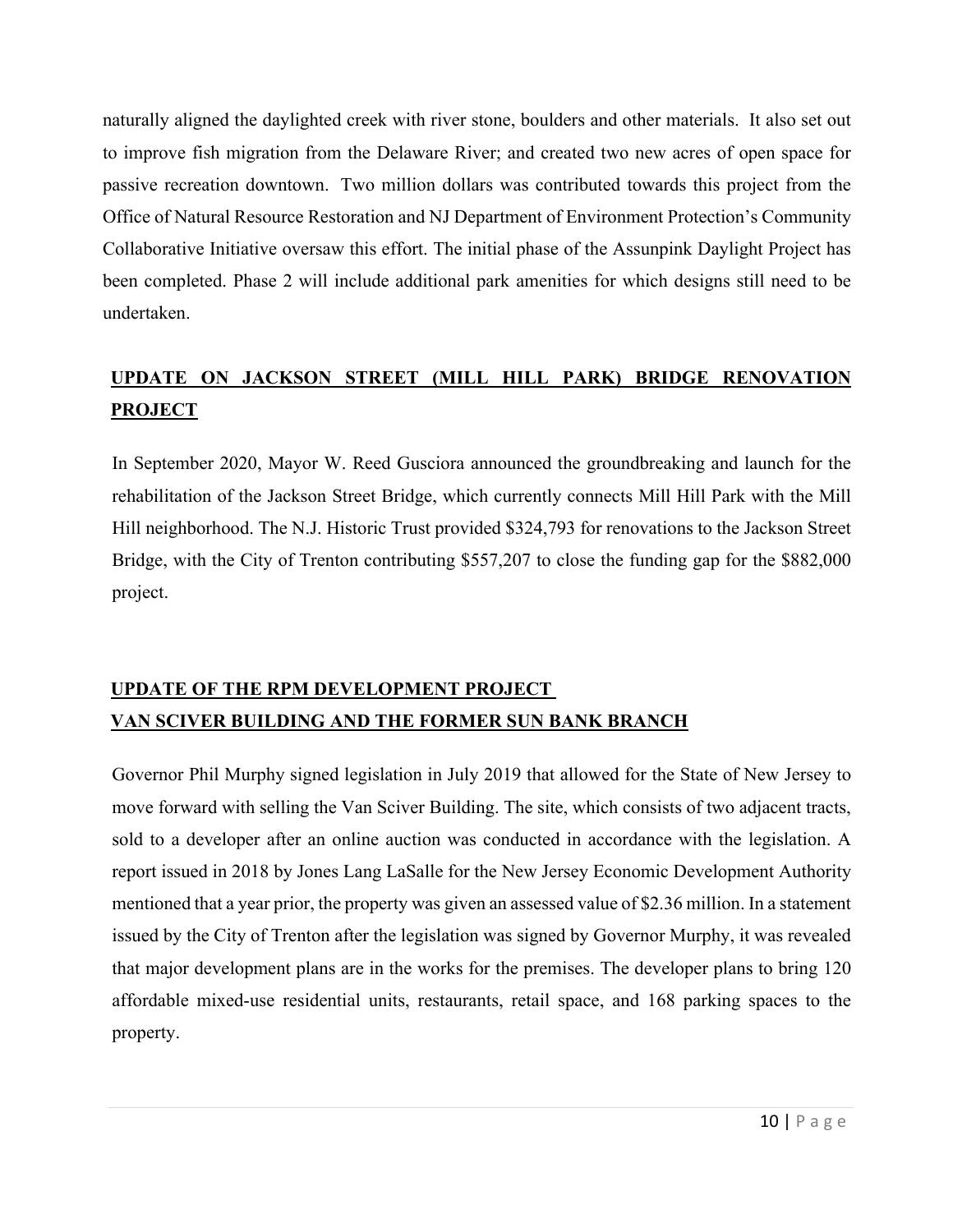naturally aligned the daylighted creek with river stone, boulders and other materials. It also set out to improve fish migration from the Delaware River; and created two new acres of open space for passive recreation downtown. Two million dollars was contributed towards this project from the Office of Natural Resource Restoration and NJ Department of Environment Protection's Community Collaborative Initiative oversaw this effort. The initial phase of the Assunpink Daylight Project has been completed. Phase 2 will include additional park amenities for which designs still need to be undertaken.

## UPDATE ON JACKSON STREET (MILL HILL PARK) BRIDGE RENOVATION PROJECT

In September 2020, Mayor W. Reed Gusciora announced the groundbreaking and launch for the rehabilitation of the Jackson Street Bridge, which currently connects Mill Hill Park with the Mill Hill neighborhood. The N.J. Historic Trust provided $324,793 for renovations to the Jackson Street Bridge, with the City of Trenton contributing $557,207 to close the funding gap for the $882,000 project.

## UPDATE OF THE RPM DEVELOPMENT PROJECT VAN SCIVER BUILDING AND THE FORMER SUN BANK BRANCH

Governor Phil Murphy signed legislation in July 2019 that allowed for the State of New Jersey to move forward with selling the Van Sciver Building. The site, which consists of two adjacent tracts, sold to a developer after an online auction was conducted in accordance with the legislation. A report issued in 2018 by Jones Lang LaSalle for the New Jersey Economic Development Authority mentioned that a year prior, the property was given an assessed value of $2.36 million. In a statement issued by the City of Trenton after the legislation was signed by Governor Murphy, it was revealed that major development plans are in the works for the premises. The developer plans to bring 120 affordable mixed-use residential units, restaurants, retail space, and 168 parking spaces to the property.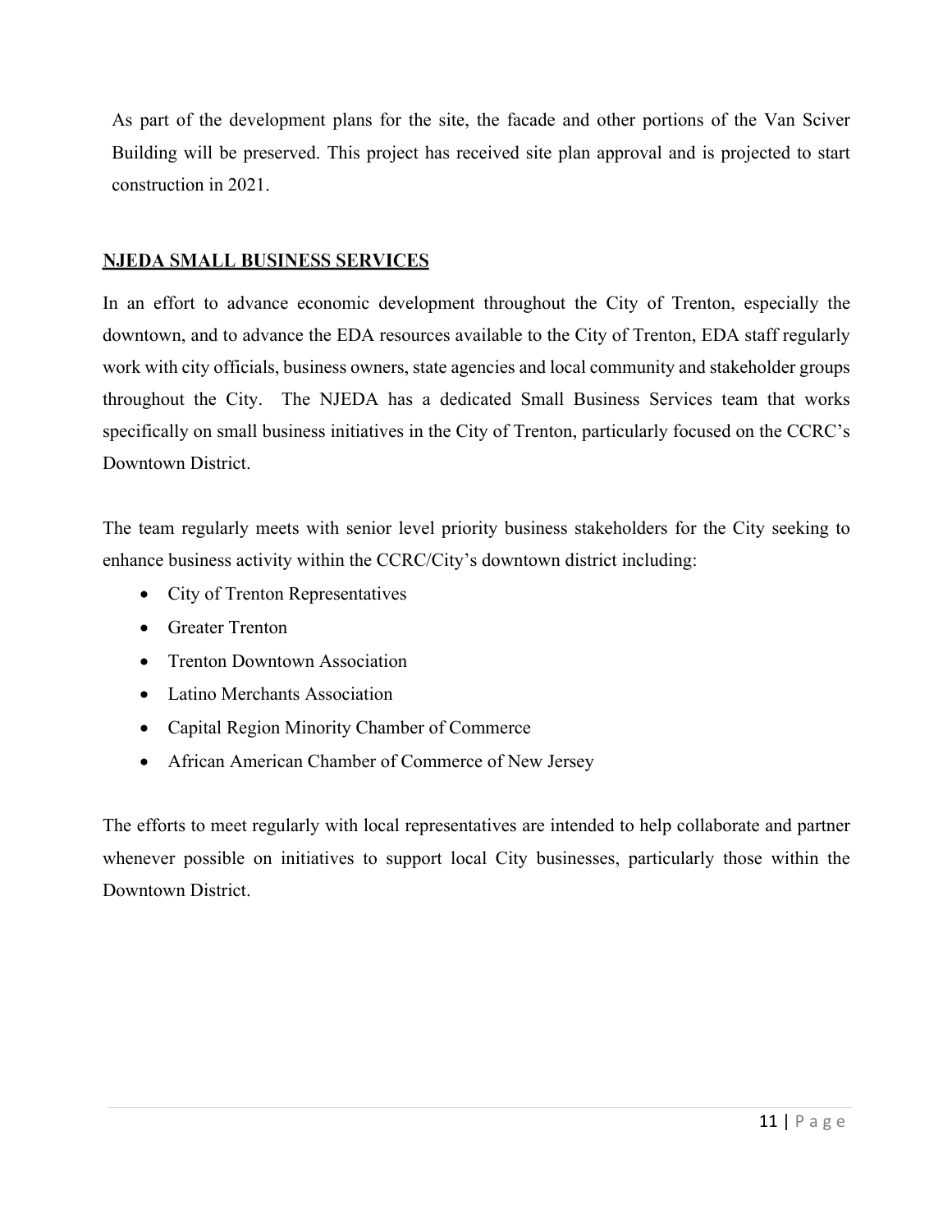As part of the development plans for the site, the facade and other portions of the Van Sciver Building will be preserved. This project has received site plan approval and is projected to start construction in 2021.

## NJEDA SMALL BUSINESS SERVICES

In an effort to advance economic development throughout the City of Trenton, especially the downtown, and to advance the EDA resources available to the City of Trenton, EDA staff regularly work with city officials, business owners, state agencies and local community and stakeholder groups throughout the City. The NJEDA has a dedicated Small Business Services team that works specifically on small business initiatives in the City of Trenton, particularly focused on the CCRC's Downtown District.

The team regularly meets with senior level priority business stakeholders for the City seeking to enhance business activity within the CCRC/City's downtown district including:

- City of Trenton Representatives
- Greater Trenton
- Trenton Downtown Association
- Latino Merchants Association
- Capital Region Minority Chamber of Commerce
- African American Chamber of Commerce of New Jersey

The efforts to meet regularly with local representatives are intended to help collaborate and partner whenever possible on initiatives to support local City businesses, particularly those within the Downtown District.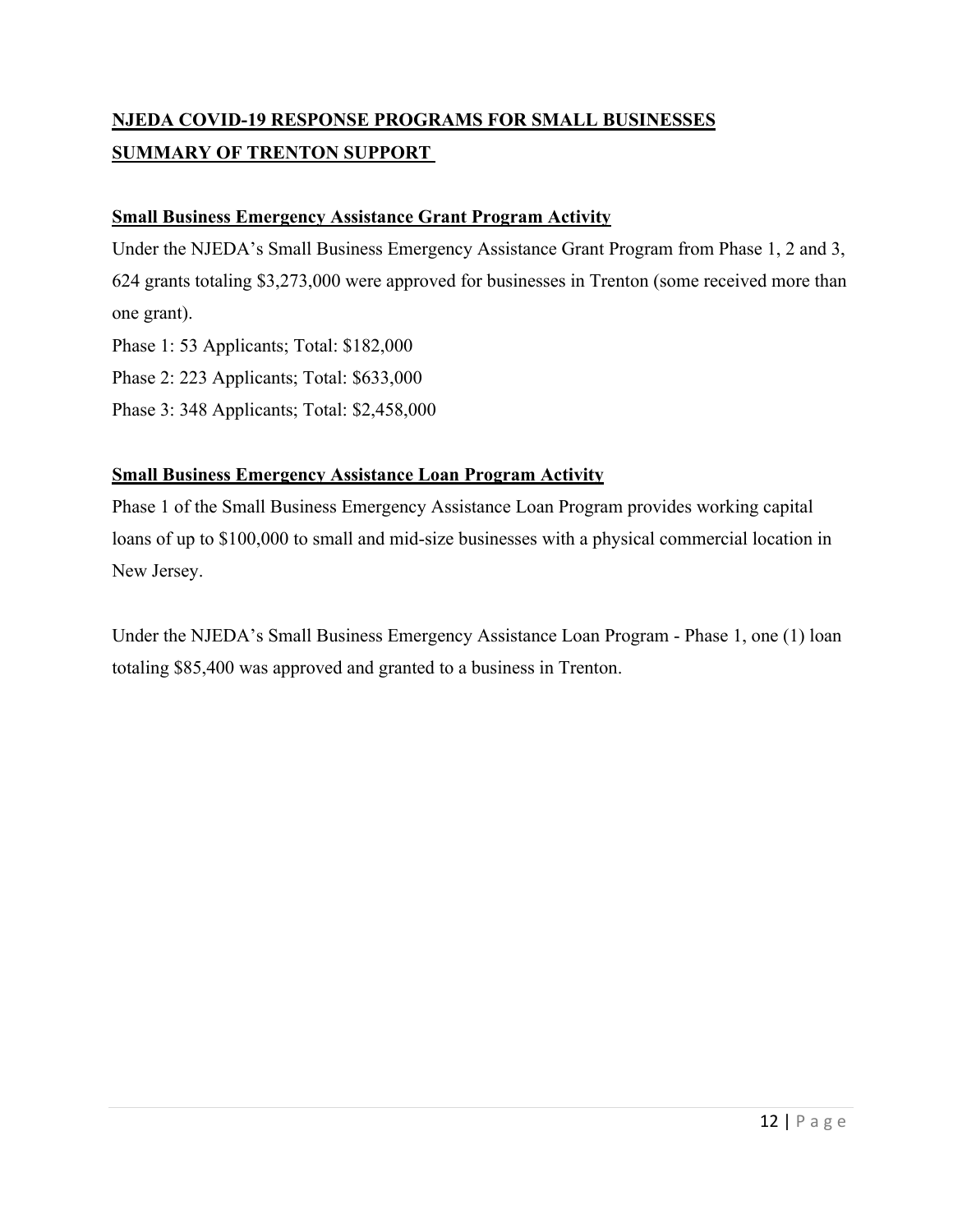## NJEDA COVID-19 RESPONSE PROGRAMS FOR SMALL BUSINESSES
## SUMMARY OF TRENTON SUPPORT

### Small Business Emergency Assistance Grant Program Activity

Under the NJEDA's Small Business Emergency Assistance Grant Program from Phase 1, 2 and 3, 624 grants totaling $3,273,000 were approved for businesses in Trenton (some received more than one grant).

Phase 1: 53 Applicants; Total: $182,000
Phase 2: 223 Applicants; Total: $633,000
Phase 3: 348 Applicants; Total: $2,458,000

### Small Business Emergency Assistance Loan Program Activity

Phase 1 of the Small Business Emergency Assistance Loan Program provides working capital loans of up to $100,000 to small and mid-size businesses with a physical commercial location in New Jersey.

Under the NJEDA's Small Business Emergency Assistance Loan Program - Phase 1, one (1) loan totaling $85,400 was approved and granted to a business in Trenton.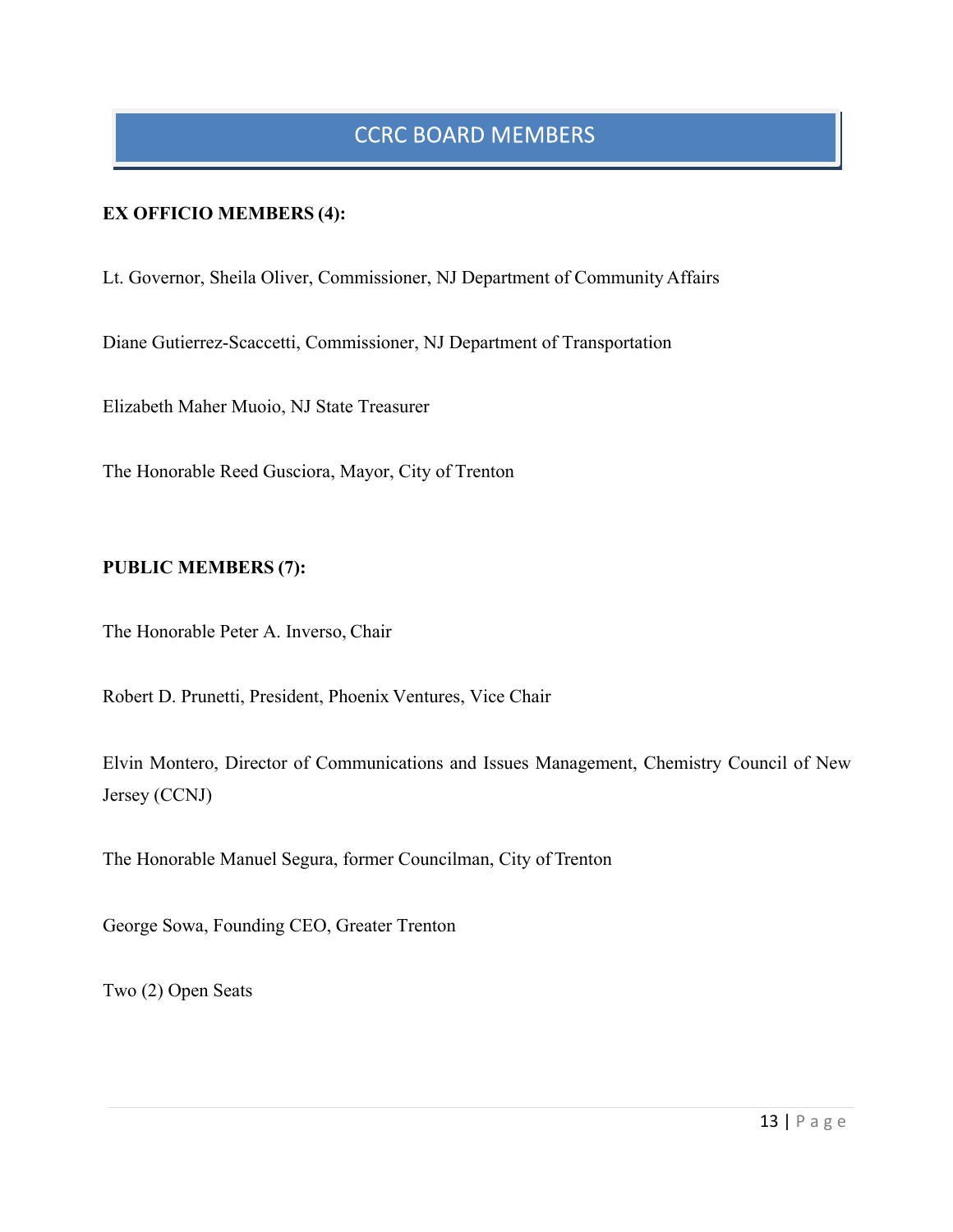# CCRC BOARD MEMBERS

**EX OFFICIO MEMBERS (4):**

Lt. Governor, Sheila Oliver, Commissioner, NJ Department of Community Affairs

Diane Gutierrez-Scaccetti, Commissioner, NJ Department of Transportation

Elizabeth Maher Muoio, NJ State Treasurer

The Honorable Reed Gusciora, Mayor, City of Trenton

**PUBLIC MEMBERS (7):**

The Honorable Peter A. Inverso, Chair

Robert D. Prunetti, President, Phoenix Ventures, Vice Chair

Elvin Montero, Director of Communications and Issues Management, Chemistry Council of New Jersey (CCNJ)

The Honorable Manuel Segura, former Councilman, City of Trenton

George Sowa, Founding CEO, Greater Trenton

Two (2) Open Seats